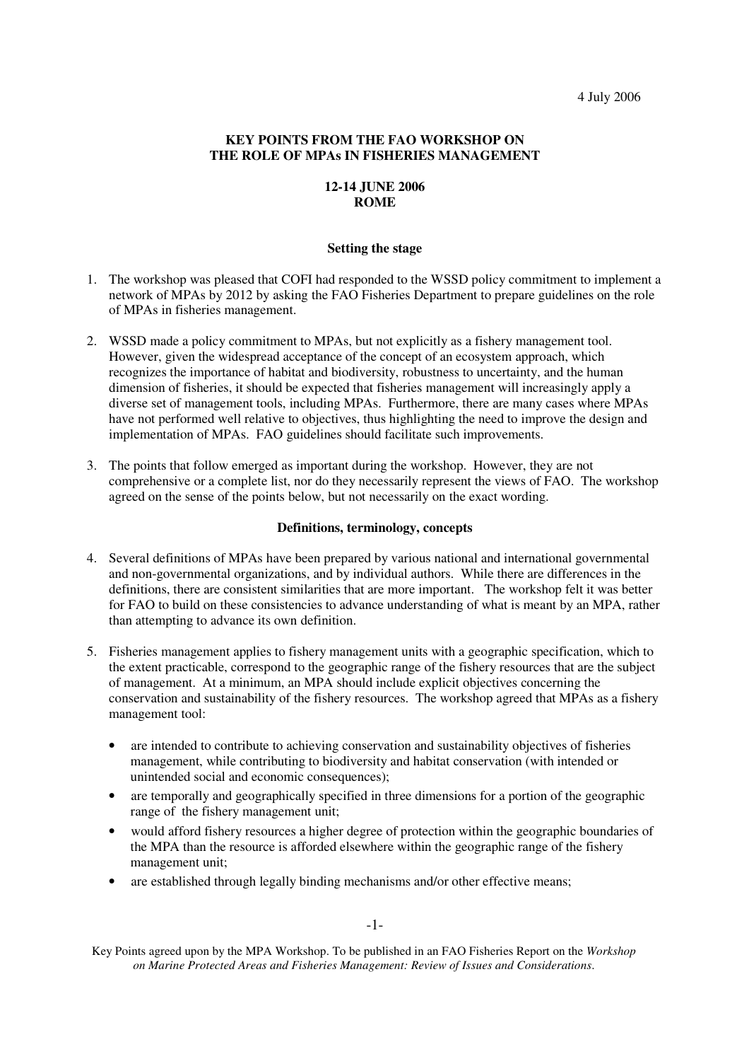4 July 2006

**KEY POINTS FROM THE FAO WORKSHOP ON THE ROLE OF MPAs IN FISHERIES MANAGEMENT**

**12-14 JUNE 2006**
**ROME**

## Setting the stage

1. The workshop was pleased that COFI had responded to the WSSD policy commitment to implement a network of MPAs by 2012 by asking the FAO Fisheries Department to prepare guidelines on the role of MPAs in fisheries management.

2. WSSD made a policy commitment to MPAs, but not explicitly as a fishery management tool. However, given the widespread acceptance of the concept of an ecosystem approach, which recognizes the importance of habitat and biodiversity, robustness to uncertainty, and the human dimension of fisheries, it should be expected that fisheries management will increasingly apply a diverse set of management tools, including MPAs. Furthermore, there are many cases where MPAs have not performed well relative to objectives, thus highlighting the need to improve the design and implementation of MPAs. FAO guidelines should facilitate such improvements.

3. The points that follow emerged as important during the workshop. However, they are not comprehensive or a complete list, nor do they necessarily represent the views of FAO. The workshop agreed on the sense of the points below, but not necessarily on the exact wording.

## Definitions, terminology, concepts

4. Several definitions of MPAs have been prepared by various national and international governmental and non-governmental organizations, and by individual authors. While there are differences in the definitions, there are consistent similarities that are more important. The workshop felt it was better for FAO to build on these consistencies to advance understanding of what is meant by an MPA, rather than attempting to advance its own definition.

5. Fisheries management applies to fishery management units with a geographic specification, which to the extent practicable, correspond to the geographic range of the fishery resources that are the subject of management. At a minimum, an MPA should include explicit objectives concerning the conservation and sustainability of the fishery resources. The workshop agreed that MPAs as a fishery management tool:

   - are intended to contribute to achieving conservation and sustainability objectives of fisheries management, while contributing to biodiversity and habitat conservation (with intended or unintended social and economic consequences);
   - are temporally and geographically specified in three dimensions for a portion of the geographic range of the fishery management unit;
   - would afford fishery resources a higher degree of protection within the geographic boundaries of the MPA than the resource is afforded elsewhere within the geographic range of the fishery management unit;
   - are established through legally binding mechanisms and/or other effective means;

Key Points agreed upon by the MPA Workshop. To be published in an FAO Fisheries Report on the *Workshop on Marine Protected Areas and Fisheries Management: Review of Issues and Considerations*.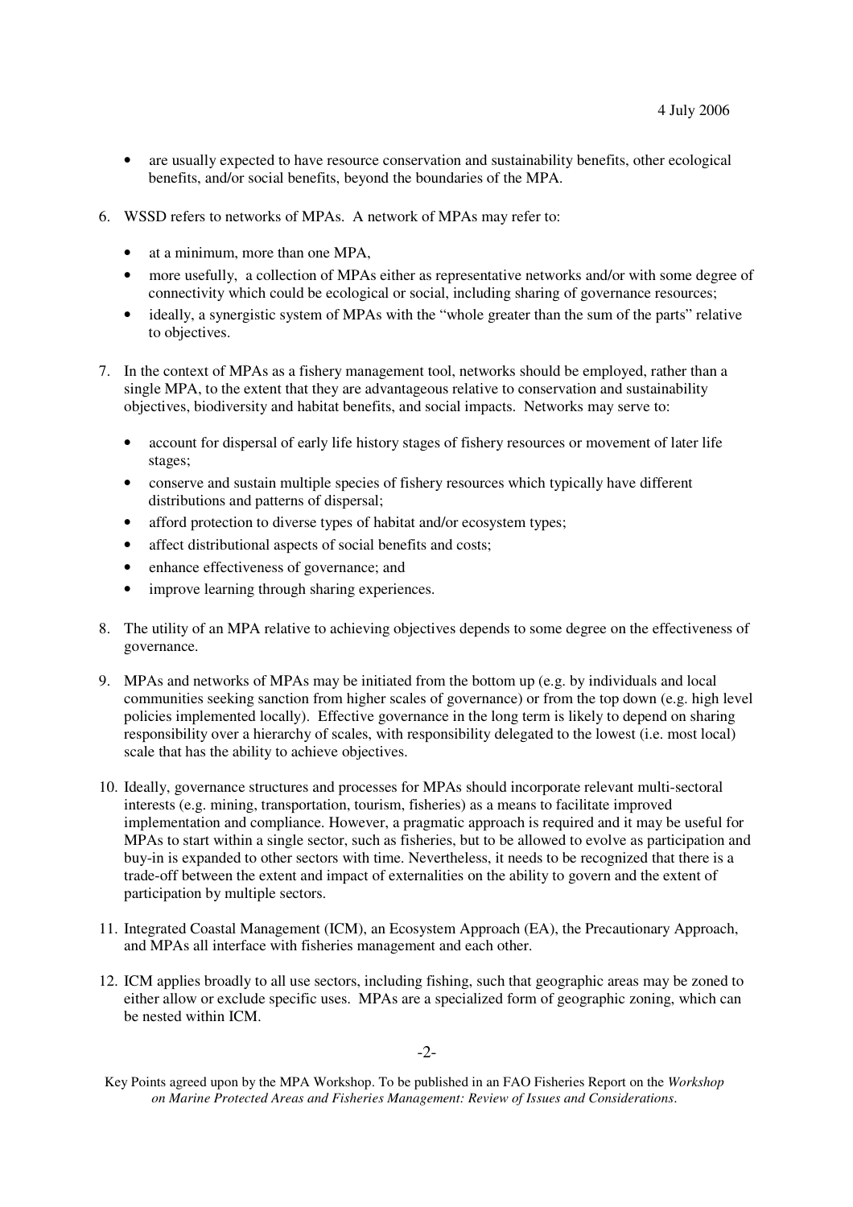- are usually expected to have resource conservation and sustainability benefits, other ecological benefits, and/or social benefits, beyond the boundaries of the MPA.

6. WSSD refers to networks of MPAs. A network of MPAs may refer to:

   - at a minimum, more than one MPA,
   - more usefully, a collection of MPAs either as representative networks and/or with some degree of connectivity which could be ecological or social, including sharing of governance resources;
   - ideally, a synergistic system of MPAs with the "whole greater than the sum of the parts" relative to objectives.

7. In the context of MPAs as a fishery management tool, networks should be employed, rather than a single MPA, to the extent that they are advantageous relative to conservation and sustainability objectives, biodiversity and habitat benefits, and social impacts. Networks may serve to:

   - account for dispersal of early life history stages of fishery resources or movement of later life stages;
   - conserve and sustain multiple species of fishery resources which typically have different distributions and patterns of dispersal;
   - afford protection to diverse types of habitat and/or ecosystem types;
   - affect distributional aspects of social benefits and costs;
   - enhance effectiveness of governance; and
   - improve learning through sharing experiences.

8. The utility of an MPA relative to achieving objectives depends to some degree on the effectiveness of governance.

9. MPAs and networks of MPAs may be initiated from the bottom up (e.g. by individuals and local communities seeking sanction from higher scales of governance) or from the top down (e.g. high level policies implemented locally). Effective governance in the long term is likely to depend on sharing responsibility over a hierarchy of scales, with responsibility delegated to the lowest (i.e. most local) scale that has the ability to achieve objectives.

10. Ideally, governance structures and processes for MPAs should incorporate relevant multi-sectoral interests (e.g. mining, transportation, tourism, fisheries) as a means to facilitate improved implementation and compliance. However, a pragmatic approach is required and it may be useful for MPAs to start within a single sector, such as fisheries, but to be allowed to evolve as participation and buy-in is expanded to other sectors with time. Nevertheless, it needs to be recognized that there is a trade-off between the extent and impact of externalities on the ability to govern and the extent of participation by multiple sectors.

11. Integrated Coastal Management (ICM), an Ecosystem Approach (EA), the Precautionary Approach, and MPAs all interface with fisheries management and each other.

12. ICM applies broadly to all use sectors, including fishing, such that geographic areas may be zoned to either allow or exclude specific uses. MPAs are a specialized form of geographic zoning, which can be nested within ICM.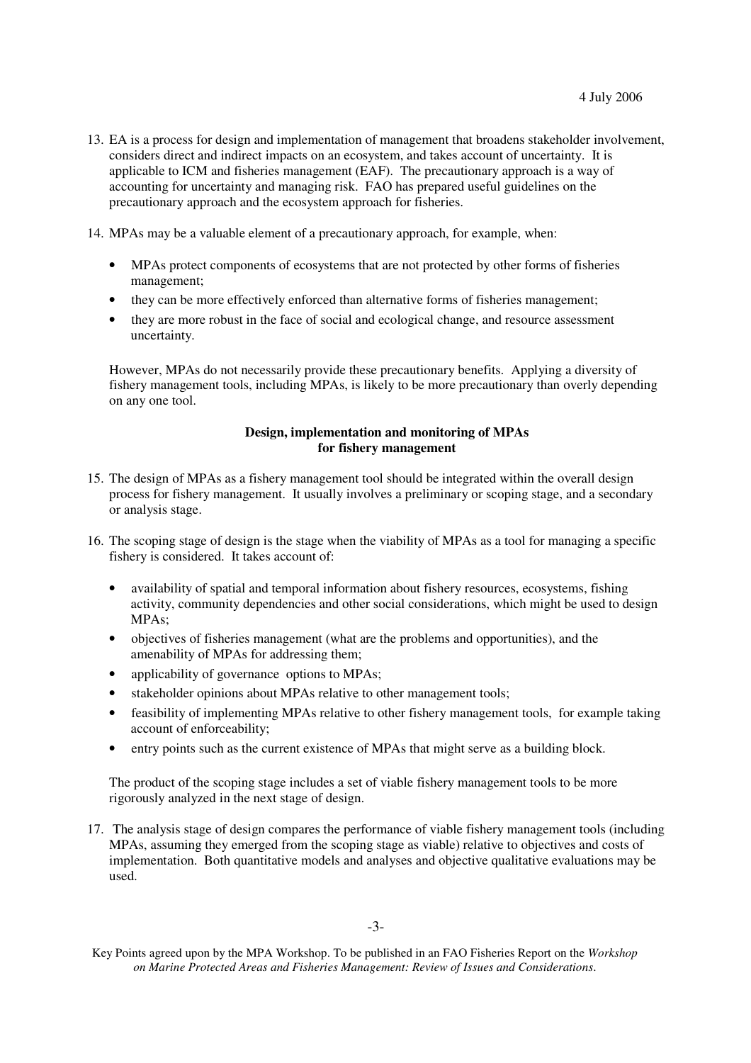13. EA is a process for design and implementation of management that broadens stakeholder involvement, considers direct and indirect impacts on an ecosystem, and takes account of uncertainty. It is applicable to ICM and fisheries management (EAF). The precautionary approach is a way of accounting for uncertainty and managing risk. FAO has prepared useful guidelines on the precautionary approach and the ecosystem approach for fisheries.

14. MPAs may be a valuable element of a precautionary approach, for example, when:

    - MPAs protect components of ecosystems that are not protected by other forms of fisheries management;
    - they can be more effectively enforced than alternative forms of fisheries management;
    - they are more robust in the face of social and ecological change, and resource assessment uncertainty.

    However, MPAs do not necessarily provide these precautionary benefits. Applying a diversity of fishery management tools, including MPAs, is likely to be more precautionary than overly depending on any one tool.

**Design, implementation and monitoring of MPAs for fishery management**

15. The design of MPAs as a fishery management tool should be integrated within the overall design process for fishery management. It usually involves a preliminary or scoping stage, and a secondary or analysis stage.

16. The scoping stage of design is the stage when the viability of MPAs as a tool for managing a specific fishery is considered. It takes account of:

    - availability of spatial and temporal information about fishery resources, ecosystems, fishing activity, community dependencies and other social considerations, which might be used to design MPAs;
    - objectives of fisheries management (what are the problems and opportunities), and the amenability of MPAs for addressing them;
    - applicability of governance options to MPAs;
    - stakeholder opinions about MPAs relative to other management tools;
    - feasibility of implementing MPAs relative to other fishery management tools, for example taking account of enforceability;
    - entry points such as the current existence of MPAs that might serve as a building block.

    The product of the scoping stage includes a set of viable fishery management tools to be more rigorously analyzed in the next stage of design.

17. The analysis stage of design compares the performance of viable fishery management tools (including MPAs, assuming they emerged from the scoping stage as viable) relative to objectives and costs of implementation. Both quantitative models and analyses and objective qualitative evaluations may be used.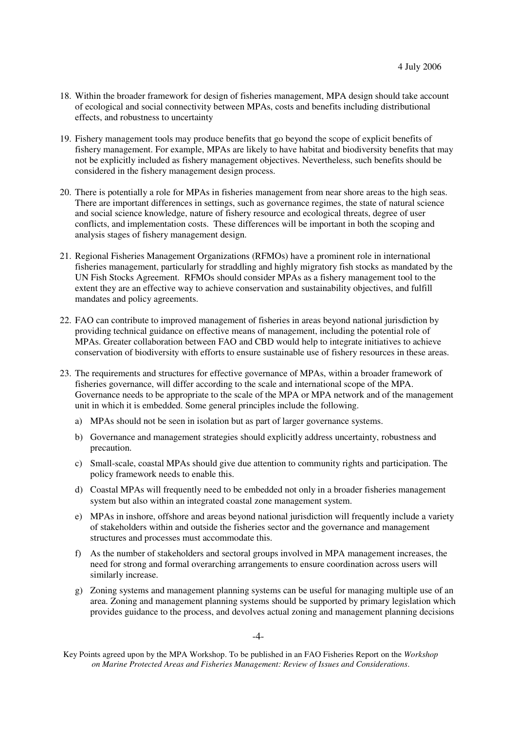18. Within the broader framework for design of fisheries management, MPA design should take account of ecological and social connectivity between MPAs, costs and benefits including distributional effects, and robustness to uncertainty

19. Fishery management tools may produce benefits that go beyond the scope of explicit benefits of fishery management. For example, MPAs are likely to have habitat and biodiversity benefits that may not be explicitly included as fishery management objectives. Nevertheless, such benefits should be considered in the fishery management design process.

20. There is potentially a role for MPAs in fisheries management from near shore areas to the high seas. There are important differences in settings, such as governance regimes, the state of natural science and social science knowledge, nature of fishery resource and ecological threats, degree of user conflicts, and implementation costs. These differences will be important in both the scoping and analysis stages of fishery management design.

21. Regional Fisheries Management Organizations (RFMOs) have a prominent role in international fisheries management, particularly for straddling and highly migratory fish stocks as mandated by the UN Fish Stocks Agreement. RFMOs should consider MPAs as a fishery management tool to the extent they are an effective way to achieve conservation and sustainability objectives, and fulfill mandates and policy agreements.

22. FAO can contribute to improved management of fisheries in areas beyond national jurisdiction by providing technical guidance on effective means of management, including the potential role of MPAs. Greater collaboration between FAO and CBD would help to integrate initiatives to achieve conservation of biodiversity with efforts to ensure sustainable use of fishery resources in these areas.

23. The requirements and structures for effective governance of MPAs, within a broader framework of fisheries governance, will differ according to the scale and international scope of the MPA. Governance needs to be appropriate to the scale of the MPA or MPA network and of the management unit in which it is embedded. Some general principles include the following.

    a) MPAs should not be seen in isolation but as part of larger governance systems.

    b) Governance and management strategies should explicitly address uncertainty, robustness and precaution.

    c) Small-scale, coastal MPAs should give due attention to community rights and participation. The policy framework needs to enable this.

    d) Coastal MPAs will frequently need to be embedded not only in a broader fisheries management system but also within an integrated coastal zone management system.

    e) MPAs in inshore, offshore and areas beyond national jurisdiction will frequently include a variety of stakeholders within and outside the fisheries sector and the governance and management structures and processes must accommodate this.

    f) As the number of stakeholders and sectoral groups involved in MPA management increases, the need for strong and formal overarching arrangements to ensure coordination across users will similarly increase.

    g) Zoning systems and management planning systems can be useful for managing multiple use of an area. Zoning and management planning systems should be supported by primary legislation which provides guidance to the process, and devolves actual zoning and management planning decisions

Key Points agreed upon by the MPA Workshop. To be published in an FAO Fisheries Report on the *Workshop on Marine Protected Areas and Fisheries Management: Review of Issues and Considerations*.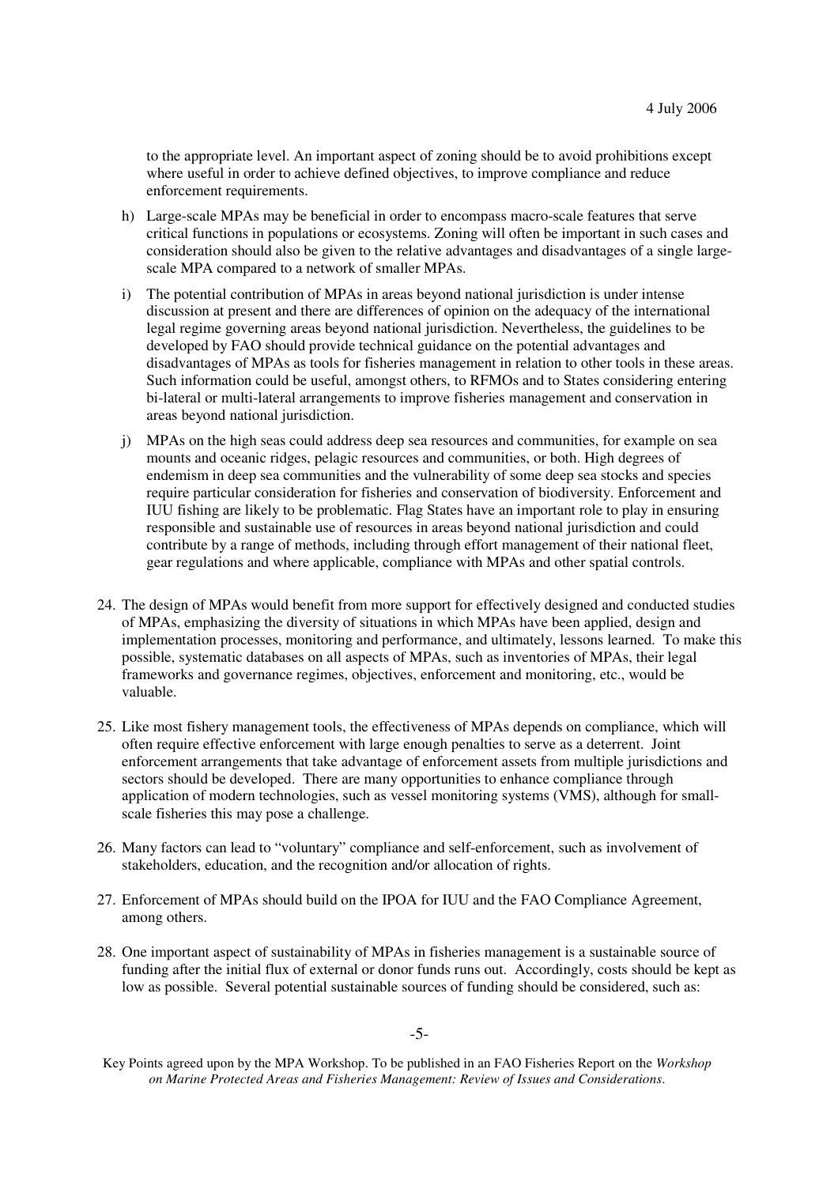to the appropriate level. An important aspect of zoning should be to avoid prohibitions except where useful in order to achieve defined objectives, to improve compliance and reduce enforcement requirements.

h) Large-scale MPAs may be beneficial in order to encompass macro-scale features that serve critical functions in populations or ecosystems. Zoning will often be important in such cases and consideration should also be given to the relative advantages and disadvantages of a single large-scale MPA compared to a network of smaller MPAs.

i) The potential contribution of MPAs in areas beyond national jurisdiction is under intense discussion at present and there are differences of opinion on the adequacy of the international legal regime governing areas beyond national jurisdiction. Nevertheless, the guidelines to be developed by FAO should provide technical guidance on the potential advantages and disadvantages of MPAs as tools for fisheries management in relation to other tools in these areas. Such information could be useful, amongst others, to RFMOs and to States considering entering bi-lateral or multi-lateral arrangements to improve fisheries management and conservation in areas beyond national jurisdiction.

j) MPAs on the high seas could address deep sea resources and communities, for example on sea mounts and oceanic ridges, pelagic resources and communities, or both. High degrees of endemism in deep sea communities and the vulnerability of some deep sea stocks and species require particular consideration for fisheries and conservation of biodiversity. Enforcement and IUU fishing are likely to be problematic. Flag States have an important role to play in ensuring responsible and sustainable use of resources in areas beyond national jurisdiction and could contribute by a range of methods, including through effort management of their national fleet, gear regulations and where applicable, compliance with MPAs and other spatial controls.

24. The design of MPAs would benefit from more support for effectively designed and conducted studies of MPAs, emphasizing the diversity of situations in which MPAs have been applied, design and implementation processes, monitoring and performance, and ultimately, lessons learned. To make this possible, systematic databases on all aspects of MPAs, such as inventories of MPAs, their legal frameworks and governance regimes, objectives, enforcement and monitoring, etc., would be valuable.

25. Like most fishery management tools, the effectiveness of MPAs depends on compliance, which will often require effective enforcement with large enough penalties to serve as a deterrent. Joint enforcement arrangements that take advantage of enforcement assets from multiple jurisdictions and sectors should be developed. There are many opportunities to enhance compliance through application of modern technologies, such as vessel monitoring systems (VMS), although for small-scale fisheries this may pose a challenge.

26. Many factors can lead to "voluntary" compliance and self-enforcement, such as involvement of stakeholders, education, and the recognition and/or allocation of rights.

27. Enforcement of MPAs should build on the IPOA for IUU and the FAO Compliance Agreement, among others.

28. One important aspect of sustainability of MPAs in fisheries management is a sustainable source of funding after the initial flux of external or donor funds runs out. Accordingly, costs should be kept as low as possible. Several potential sustainable sources of funding should be considered, such as: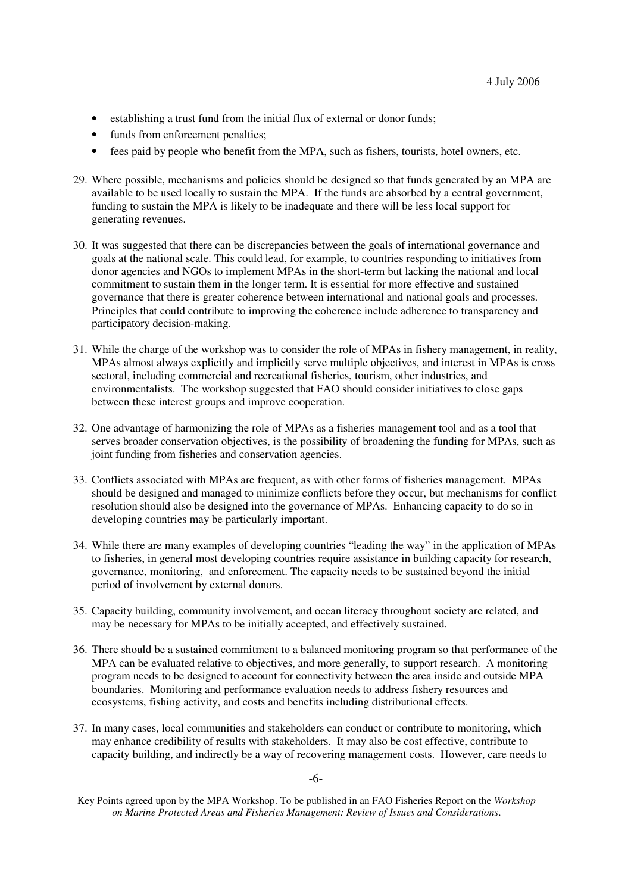- establishing a trust fund from the initial flux of external or donor funds;
- funds from enforcement penalties;
- fees paid by people who benefit from the MPA, such as fishers, tourists, hotel owners, etc.

29. Where possible, mechanisms and policies should be designed so that funds generated by an MPA are available to be used locally to sustain the MPA. If the funds are absorbed by a central government, funding to sustain the MPA is likely to be inadequate and there will be less local support for generating revenues.

30. It was suggested that there can be discrepancies between the goals of international governance and goals at the national scale. This could lead, for example, to countries responding to initiatives from donor agencies and NGOs to implement MPAs in the short-term but lacking the national and local commitment to sustain them in the longer term. It is essential for more effective and sustained governance that there is greater coherence between international and national goals and processes. Principles that could contribute to improving the coherence include adherence to transparency and participatory decision-making.

31. While the charge of the workshop was to consider the role of MPAs in fishery management, in reality, MPAs almost always explicitly and implicitly serve multiple objectives, and interest in MPAs is cross sectoral, including commercial and recreational fisheries, tourism, other industries, and environmentalists. The workshop suggested that FAO should consider initiatives to close gaps between these interest groups and improve cooperation.

32. One advantage of harmonizing the role of MPAs as a fisheries management tool and as a tool that serves broader conservation objectives, is the possibility of broadening the funding for MPAs, such as joint funding from fisheries and conservation agencies.

33. Conflicts associated with MPAs are frequent, as with other forms of fisheries management. MPAs should be designed and managed to minimize conflicts before they occur, but mechanisms for conflict resolution should also be designed into the governance of MPAs. Enhancing capacity to do so in developing countries may be particularly important.

34. While there are many examples of developing countries "leading the way" in the application of MPAs to fisheries, in general most developing countries require assistance in building capacity for research, governance, monitoring, and enforcement. The capacity needs to be sustained beyond the initial period of involvement by external donors.

35. Capacity building, community involvement, and ocean literacy throughout society are related, and may be necessary for MPAs to be initially accepted, and effectively sustained.

36. There should be a sustained commitment to a balanced monitoring program so that performance of the MPA can be evaluated relative to objectives, and more generally, to support research. A monitoring program needs to be designed to account for connectivity between the area inside and outside MPA boundaries. Monitoring and performance evaluation needs to address fishery resources and ecosystems, fishing activity, and costs and benefits including distributional effects.

37. In many cases, local communities and stakeholders can conduct or contribute to monitoring, which may enhance credibility of results with stakeholders. It may also be cost effective, contribute to capacity building, and indirectly be a way of recovering management costs. However, care needs to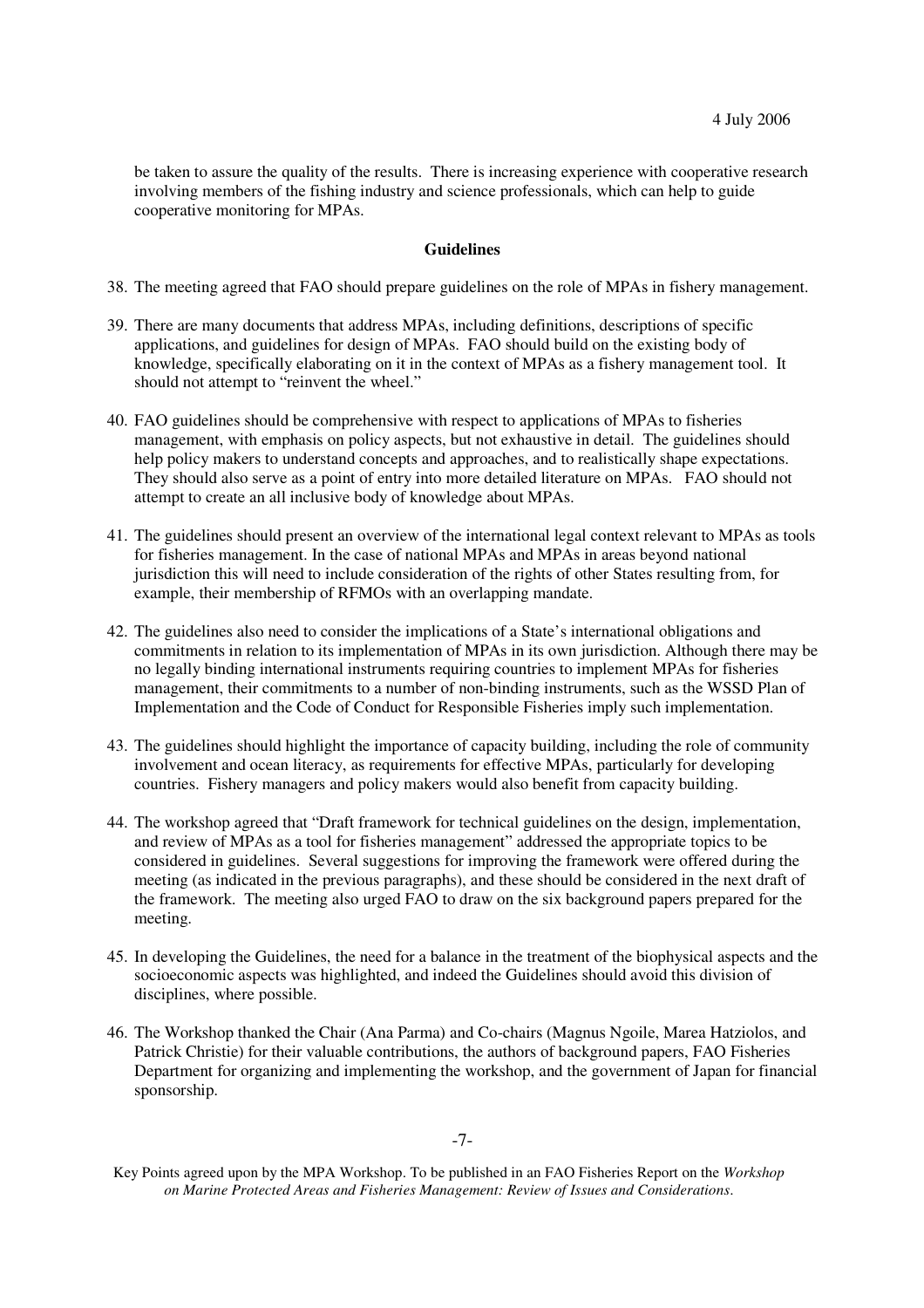be taken to assure the quality of the results. There is increasing experience with cooperative research involving members of the fishing industry and science professionals, which can help to guide cooperative monitoring for MPAs.

### Guidelines

38. The meeting agreed that FAO should prepare guidelines on the role of MPAs in fishery management.

39. There are many documents that address MPAs, including definitions, descriptions of specific applications, and guidelines for design of MPAs. FAO should build on the existing body of knowledge, specifically elaborating on it in the context of MPAs as a fishery management tool. It should not attempt to "reinvent the wheel."

40. FAO guidelines should be comprehensive with respect to applications of MPAs to fisheries management, with emphasis on policy aspects, but not exhaustive in detail. The guidelines should help policy makers to understand concepts and approaches, and to realistically shape expectations. They should also serve as a point of entry into more detailed literature on MPAs. FAO should not attempt to create an all inclusive body of knowledge about MPAs.

41. The guidelines should present an overview of the international legal context relevant to MPAs as tools for fisheries management. In the case of national MPAs and MPAs in areas beyond national jurisdiction this will need to include consideration of the rights of other States resulting from, for example, their membership of RFMOs with an overlapping mandate.

42. The guidelines also need to consider the implications of a State's international obligations and commitments in relation to its implementation of MPAs in its own jurisdiction. Although there may be no legally binding international instruments requiring countries to implement MPAs for fisheries management, their commitments to a number of non-binding instruments, such as the WSSD Plan of Implementation and the Code of Conduct for Responsible Fisheries imply such implementation.

43. The guidelines should highlight the importance of capacity building, including the role of community involvement and ocean literacy, as requirements for effective MPAs, particularly for developing countries. Fishery managers and policy makers would also benefit from capacity building.

44. The workshop agreed that "Draft framework for technical guidelines on the design, implementation, and review of MPAs as a tool for fisheries management" addressed the appropriate topics to be considered in guidelines. Several suggestions for improving the framework were offered during the meeting (as indicated in the previous paragraphs), and these should be considered in the next draft of the framework. The meeting also urged FAO to draw on the six background papers prepared for the meeting.

45. In developing the Guidelines, the need for a balance in the treatment of the biophysical aspects and the socioeconomic aspects was highlighted, and indeed the Guidelines should avoid this division of disciplines, where possible.

46. The Workshop thanked the Chair (Ana Parma) and Co-chairs (Magnus Ngoile, Marea Hatziolos, and Patrick Christie) for their valuable contributions, the authors of background papers, FAO Fisheries Department for organizing and implementing the workshop, and the government of Japan for financial sponsorship.